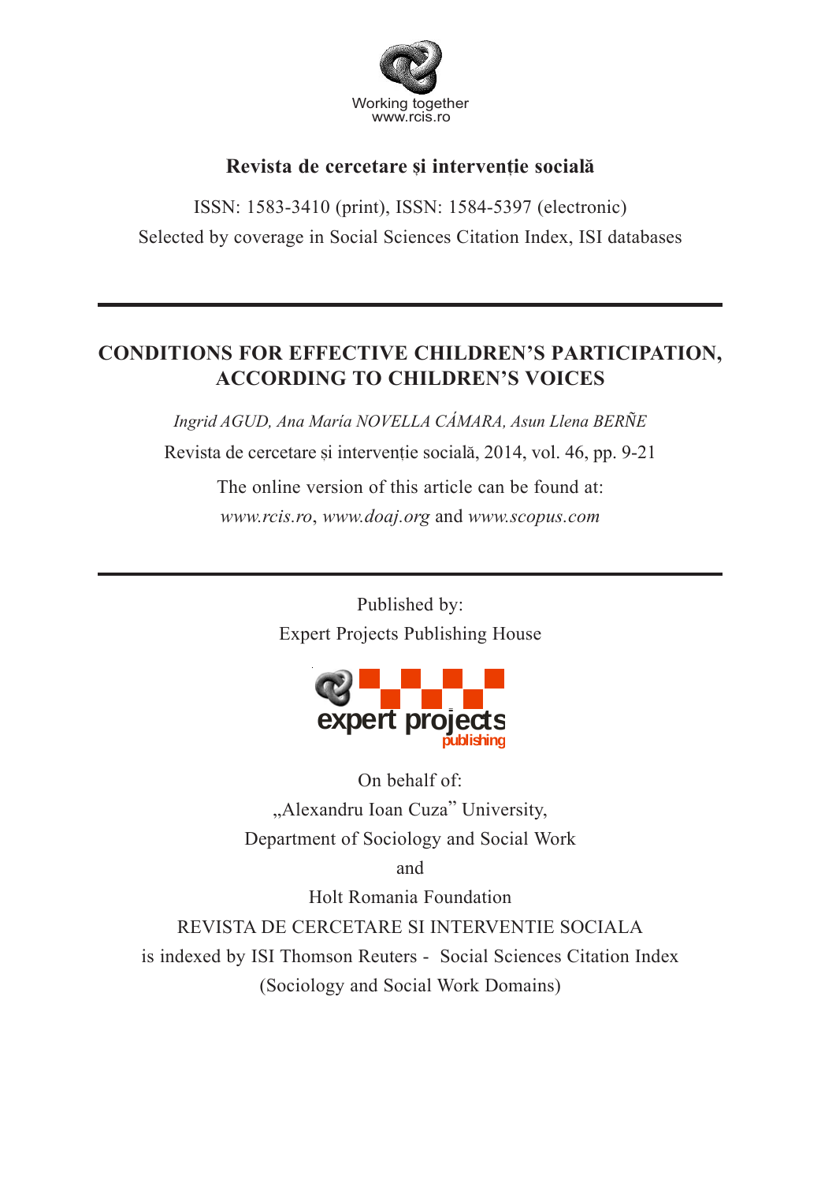Working together
www.rcis.ro

**Revista de cercetare și intervenție socială**

ISSN: 1583-3410 (print), ISSN: 1584-5397 (electronic)

Selected by coverage in Social Sciences Citation Index, ISI databases

---

# CONDITIONS FOR EFFECTIVE CHILDREN'S PARTICIPATION, ACCORDING TO CHILDREN'S VOICES

*Ingrid AGUD, Ana María NOVELLA CÁMARA, Asun Llena BERÑE*

Revista de cercetare și intervenție socială, 2014, vol. 46, pp. 9-21

The online version of this article can be found at:

*www.rcis.ro*, *www.doaj.org* and *www.scopus.com*

---

Published by:

Expert Projects Publishing House

expert projects publishing

On behalf of:

„Alexandru Ioan Cuza" University,

Department of Sociology and Social Work

and

Holt Romania Foundation

REVISTA DE CERCETARE SI INTERVENTIE SOCIALA

is indexed by ISI Thomson Reuters - Social Sciences Citation Index

(Sociology and Social Work Domains)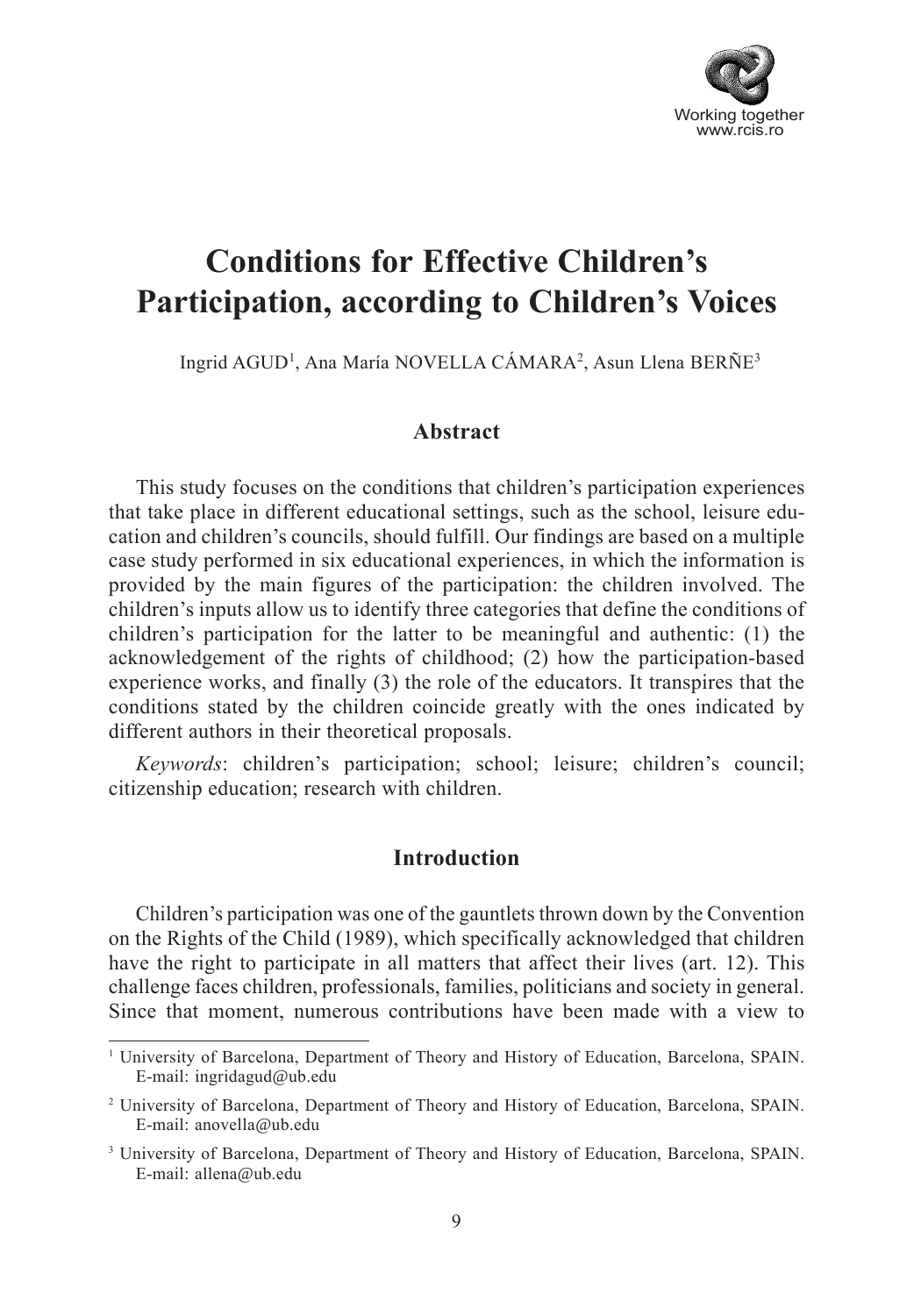# Conditions for Effective Children's Participation, according to Children's Voices

Ingrid AGUD[1], Ana María NOVELLA CÁMARA[2], Asun Llena BERÑE[3]

## Abstract

This study focuses on the conditions that children's participation experiences that take place in different educational settings, such as the school, leisure education and children's councils, should fulfill. Our findings are based on a multiple case study performed in six educational experiences, in which the information is provided by the main figures of the participation: the children involved. The children's inputs allow us to identify three categories that define the conditions of children's participation for the latter to be meaningful and authentic: (1) the acknowledgement of the rights of childhood; (2) how the participation-based experience works, and finally (3) the role of the educators. It transpires that the conditions stated by the children coincide greatly with the ones indicated by different authors in their theoretical proposals.

*Keywords*: children's participation; school; leisure; children's council; citizenship education; research with children.

## Introduction

Children's participation was one of the gauntlets thrown down by the Convention on the Rights of the Child (1989), which specifically acknowledged that children have the right to participate in all matters that affect their lives (art. 12). This challenge faces children, professionals, families, politicians and society in general. Since that moment, numerous contributions have been made with a view to

[1] University of Barcelona, Department of Theory and History of Education, Barcelona, SPAIN. E-mail: ingridagud@ub.edu

[2] University of Barcelona, Department of Theory and History of Education, Barcelona, SPAIN. E-mail: anovella@ub.edu

[3] University of Barcelona, Department of Theory and History of Education, Barcelona, SPAIN. E-mail: allena@ub.edu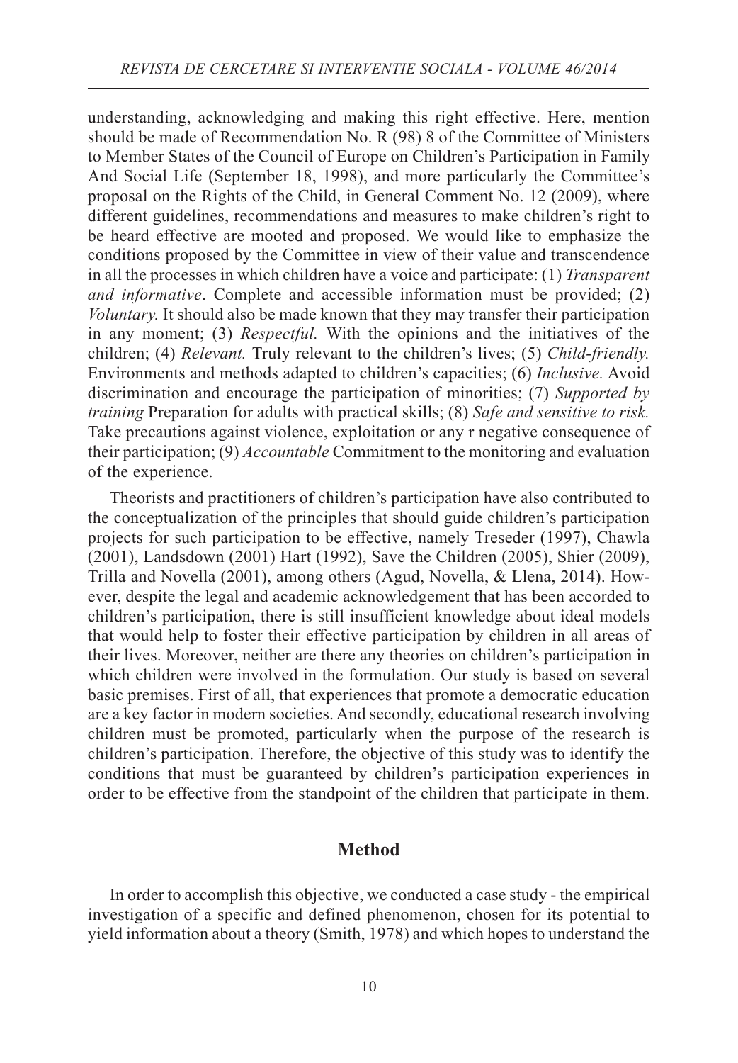understanding, acknowledging and making this right effective. Here, mention should be made of Recommendation No. R (98) 8 of the Committee of Ministers to Member States of the Council of Europe on Children's Participation in Family And Social Life (September 18, 1998), and more particularly the Committee's proposal on the Rights of the Child, in General Comment No. 12 (2009), where different guidelines, recommendations and measures to make children's right to be heard effective are mooted and proposed. We would like to emphasize the conditions proposed by the Committee in view of their value and transcendence in all the processes in which children have a voice and participate: (1) *Transparent and informative*. Complete and accessible information must be provided; (2) *Voluntary.* It should also be made known that they may transfer their participation in any moment; (3) *Respectful.* With the opinions and the initiatives of the children; (4) *Relevant.* Truly relevant to the children's lives; (5) *Child-friendly.* Environments and methods adapted to children's capacities; (6) *Inclusive.* Avoid discrimination and encourage the participation of minorities; (7) *Supported by training* Preparation for adults with practical skills; (8) *Safe and sensitive to risk.* Take precautions against violence, exploitation or any r negative consequence of their participation; (9) *Accountable* Commitment to the monitoring and evaluation of the experience.

Theorists and practitioners of children's participation have also contributed to the conceptualization of the principles that should guide children's participation projects for such participation to be effective, namely Treseder (1997), Chawla (2001), Landsdown (2001) Hart (1992), Save the Children (2005), Shier (2009), Trilla and Novella (2001), among others (Agud, Novella, & Llena, 2014). However, despite the legal and academic acknowledgement that has been accorded to children's participation, there is still insufficient knowledge about ideal models that would help to foster their effective participation by children in all areas of their lives. Moreover, neither are there any theories on children's participation in which children were involved in the formulation. Our study is based on several basic premises. First of all, that experiences that promote a democratic education are a key factor in modern societies. And secondly, educational research involving children must be promoted, particularly when the purpose of the research is children's participation. Therefore, the objective of this study was to identify the conditions that must be guaranteed by children's participation experiences in order to be effective from the standpoint of the children that participate in them.

## Method

In order to accomplish this objective, we conducted a case study - the empirical investigation of a specific and defined phenomenon, chosen for its potential to yield information about a theory (Smith, 1978) and which hopes to understand the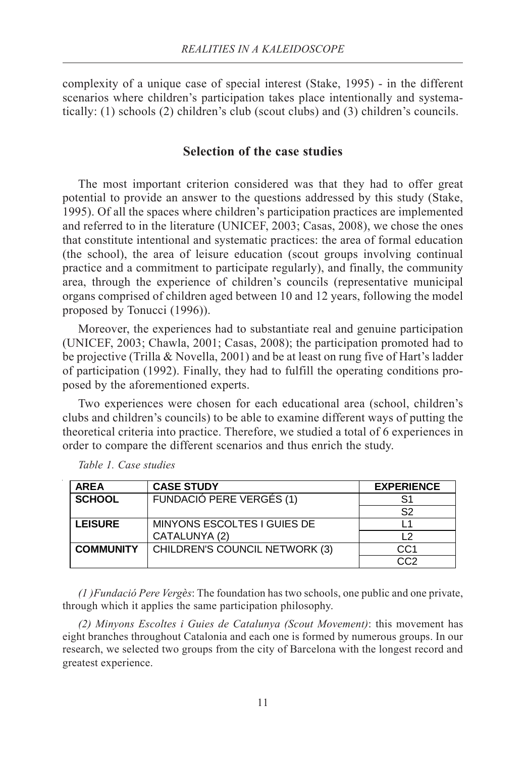complexity of a unique case of special interest (Stake, 1995) - in the different scenarios where children's participation takes place intentionally and systematically: (1) schools (2) children's club (scout clubs) and (3) children's councils.

## Selection of the case studies

The most important criterion considered was that they had to offer great potential to provide an answer to the questions addressed by this study (Stake, 1995). Of all the spaces where children's participation practices are implemented and referred to in the literature (UNICEF, 2003; Casas, 2008), we chose the ones that constitute intentional and systematic practices: the area of formal education (the school), the area of leisure education (scout groups involving continual practice and a commitment to participate regularly), and finally, the community area, through the experience of children's councils (representative municipal organs comprised of children aged between 10 and 12 years, following the model proposed by Tonucci (1996)).

Moreover, the experiences had to substantiate real and genuine participation (UNICEF, 2003; Chawla, 2001; Casas, 2008); the participation promoted had to be projective (Trilla & Novella, 2001) and be at least on rung five of Hart's ladder of participation (1992). Finally, they had to fulfill the operating conditions proposed by the aforementioned experts.

Two experiences were chosen for each educational area (school, children's clubs and children's councils) to be able to examine different ways of putting the theoretical criteria into practice. Therefore, we studied a total of 6 experiences in order to compare the different scenarios and thus enrich the study.

*Table 1. Case studies*

| AREA | CASE STUDY | EXPERIENCE |
|---|---|---|
| SCHOOL | FUNDACIÓ PERE VERGÉS (1) | S1 |
| | | S2 |
| LEISURE | MINYONS ESCOLTES I GUIES DE CATALUNYA (2) | L1 |
| | | L2 |
| COMMUNITY | CHILDREN'S COUNCIL NETWORK (3) | CC1 |
| | | CC2 |

*(1 )Fundació Pere Vergès*: The foundation has two schools, one public and one private, through which it applies the same participation philosophy.

*(2) Minyons Escoltes i Guies de Catalunya (Scout Movement)*: this movement has eight branches throughout Catalonia and each one is formed by numerous groups. In our research, we selected two groups from the city of Barcelona with the longest record and greatest experience.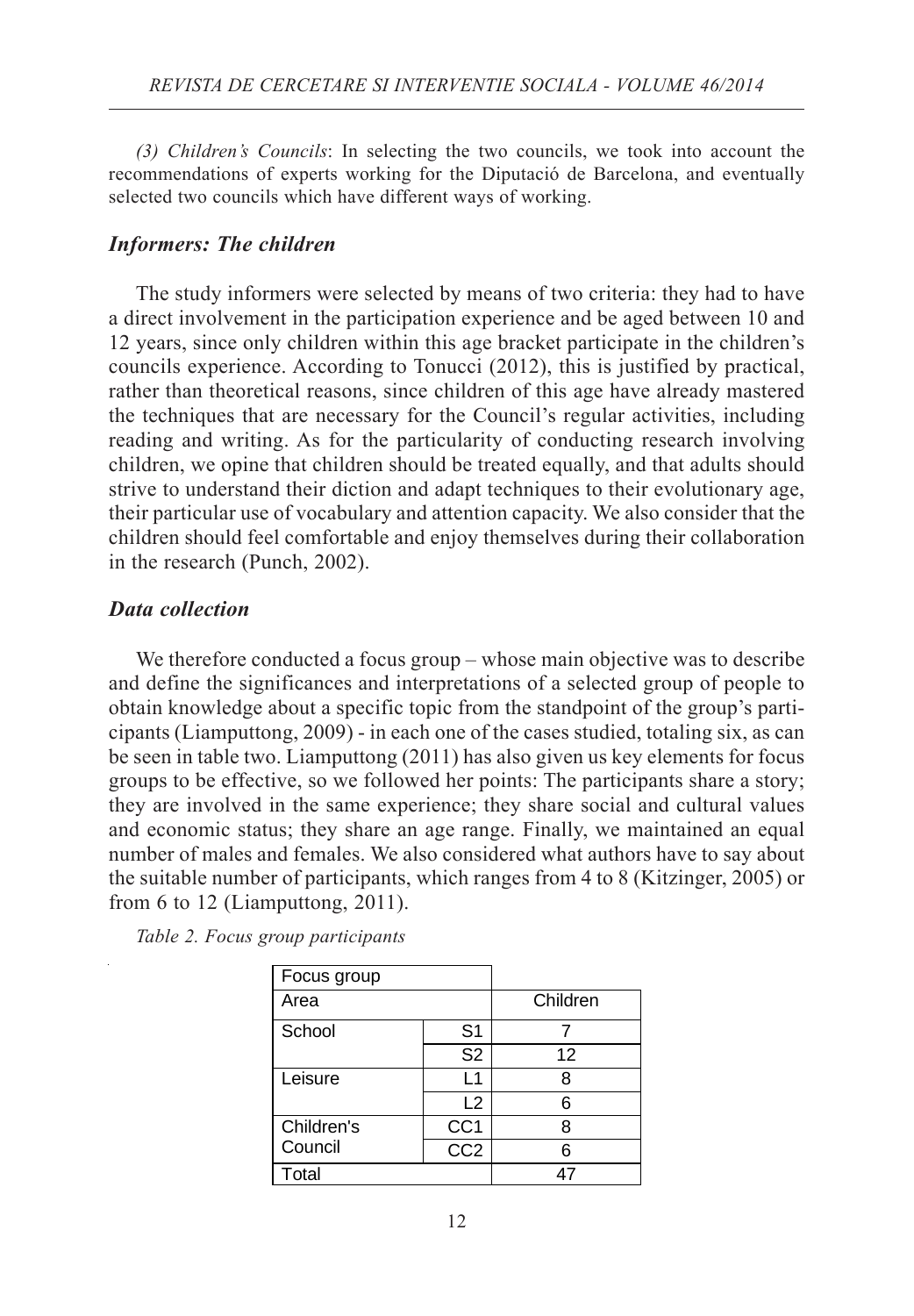*(3) Children's Councils*: In selecting the two councils, we took into account the recommendations of experts working for the Diputació de Barcelona, and eventually selected two councils which have different ways of working.

### *Informers: The children*

The study informers were selected by means of two criteria: they had to have a direct involvement in the participation experience and be aged between 10 and 12 years, since only children within this age bracket participate in the children's councils experience. According to Tonucci (2012), this is justified by practical, rather than theoretical reasons, since children of this age have already mastered the techniques that are necessary for the Council's regular activities, including reading and writing. As for the particularity of conducting research involving children, we opine that children should be treated equally, and that adults should strive to understand their diction and adapt techniques to their evolutionary age, their particular use of vocabulary and attention capacity. We also consider that the children should feel comfortable and enjoy themselves during their collaboration in the research (Punch, 2002).

### *Data collection*

We therefore conducted a focus group – whose main objective was to describe and define the significances and interpretations of a selected group of people to obtain knowledge about a specific topic from the standpoint of the group's participants (Liamputtong, 2009) - in each one of the cases studied, totaling six, as can be seen in table two. Liamputtong (2011) has also given us key elements for focus groups to be effective, so we followed her points: The participants share a story; they are involved in the same experience; they share social and cultural values and economic status; they share an age range. Finally, we maintained an equal number of males and females. We also considered what authors have to say about the suitable number of participants, which ranges from 4 to 8 (Kitzinger, 2005) or from 6 to 12 (Liamputtong, 2011).

*Table 2. Focus group participants*

| Focus group | | |
|---|---|---|
| Area | | Children |
| School | S1 | 7 |
| | S2 | 12 |
| Leisure | L1 | 8 |
| | L2 | 6 |
| Children's Council | CC1 | 8 |
| | CC2 | 6 |
| Total | | 47 |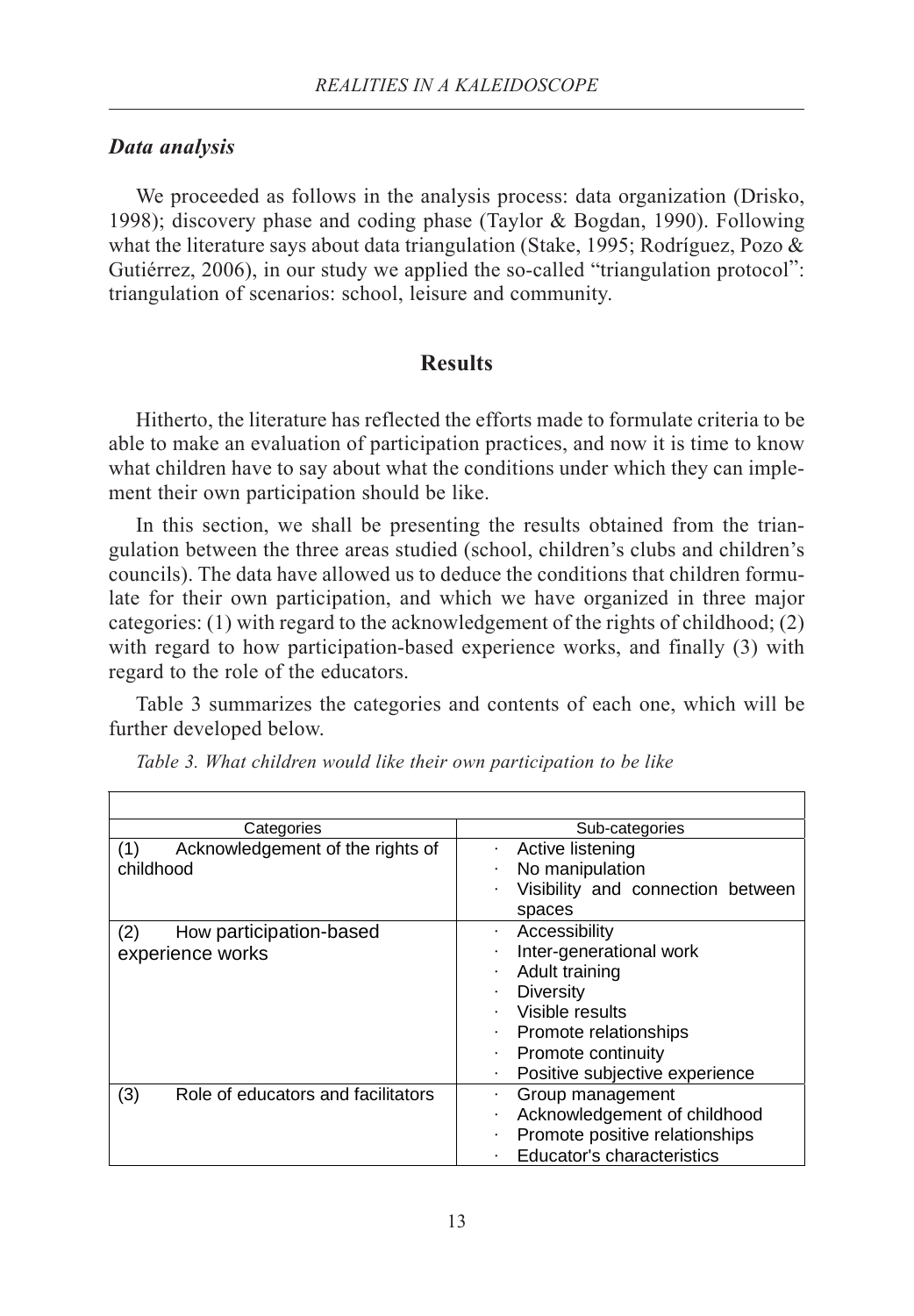### *Data analysis*

We proceeded as follows in the analysis process: data organization (Drisko, 1998); discovery phase and coding phase (Taylor & Bogdan, 1990). Following what the literature says about data triangulation (Stake, 1995; Rodríguez, Pozo & Gutiérrez, 2006), in our study we applied the so-called "triangulation protocol": triangulation of scenarios: school, leisure and community.

## Results

Hitherto, the literature has reflected the efforts made to formulate criteria to be able to make an evaluation of participation practices, and now it is time to know what children have to say about what the conditions under which they can implement their own participation should be like.

In this section, we shall be presenting the results obtained from the triangulation between the three areas studied (school, children's clubs and children's councils). The data have allowed us to deduce the conditions that children formulate for their own participation, and which we have organized in three major categories: (1) with regard to the acknowledgement of the rights of childhood; (2) with regard to how participation-based experience works, and finally (3) with regard to the role of the educators.

Table 3 summarizes the categories and contents of each one, which will be further developed below.

*Table 3. What children would like their own participation to be like*

| Categories | Sub-categories |
|---|---|
| (1) Acknowledgement of the rights of childhood | · Active listening<br>· No manipulation<br>· Visibility and connection between spaces |
| (2) How participation-based experience works | · Accessibility<br>· Inter-generational work<br>· Adult training<br>· Diversity<br>· Visible results<br>· Promote relationships<br>· Promote continuity<br>· Positive subjective experience |
| (3) Role of educators and facilitators | · Group management<br>· Acknowledgement of childhood<br>· Promote positive relationships<br>· Educator's characteristics |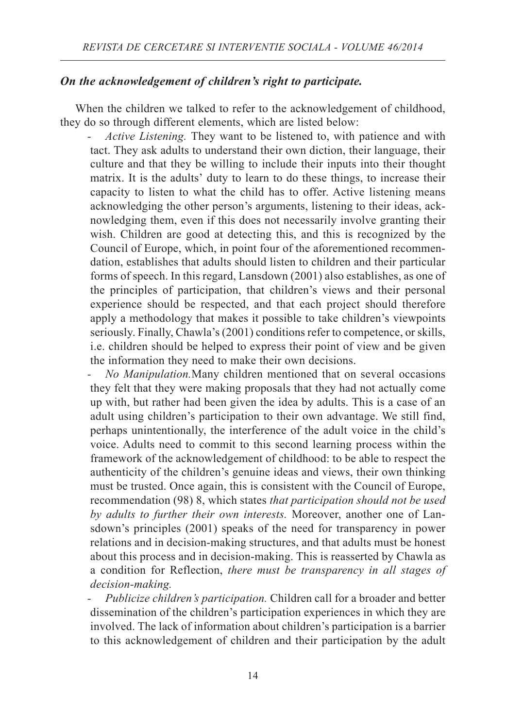### *On the acknowledgement of children's right to participate.*

When the children we talked to refer to the acknowledgement of childhood, they do so through different elements, which are listed below:

- *Active Listening.* They want to be listened to, with patience and with tact. They ask adults to understand their own diction, their language, their culture and that they be willing to include their inputs into their thought matrix. It is the adults' duty to learn to do these things, to increase their capacity to listen to what the child has to offer. Active listening means acknowledging the other person's arguments, listening to their ideas, acknowledging them, even if this does not necessarily involve granting their wish. Children are good at detecting this, and this is recognized by the Council of Europe, which, in point four of the aforementioned recommendation, establishes that adults should listen to children and their particular forms of speech. In this regard, Lansdown (2001) also establishes, as one of the principles of participation, that children's views and their personal experience should be respected, and that each project should therefore apply a methodology that makes it possible to take children's viewpoints seriously. Finally, Chawla's (2001) conditions refer to competence, or skills, i.e. children should be helped to express their point of view and be given the information they need to make their own decisions.
- *No Manipulation.*Many children mentioned that on several occasions they felt that they were making proposals that they had not actually come up with, but rather had been given the idea by adults. This is a case of an adult using children's participation to their own advantage. We still find, perhaps unintentionally, the interference of the adult voice in the child's voice. Adults need to commit to this second learning process within the framework of the acknowledgement of childhood: to be able to respect the authenticity of the children's genuine ideas and views, their own thinking must be trusted. Once again, this is consistent with the Council of Europe, recommendation (98) 8, which states *that participation should not be used by adults to further their own interests.* Moreover, another one of Lansdown's principles (2001) speaks of the need for transparency in power relations and in decision-making structures, and that adults must be honest about this process and in decision-making. This is reasserted by Chawla as a condition for Reflection, *there must be transparency in all stages of decision-making.*
- *Publicize children's participation.* Children call for a broader and better dissemination of the children's participation experiences in which they are involved. The lack of information about children's participation is a barrier to this acknowledgement of children and their participation by the adult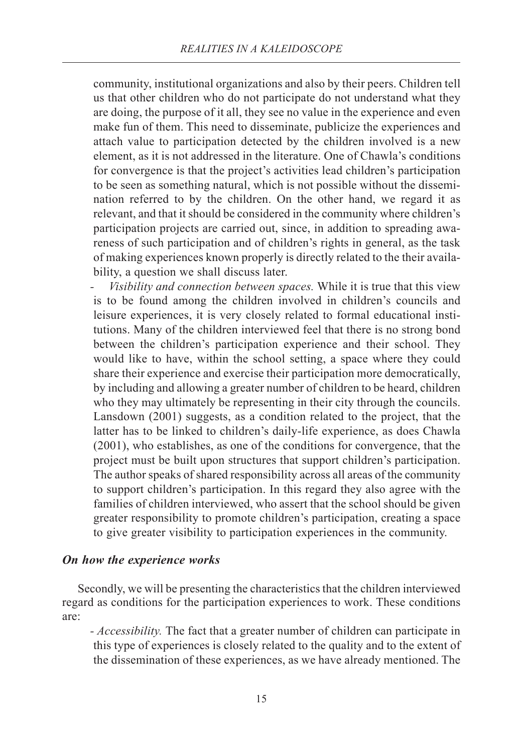community, institutional organizations and also by their peers. Children tell us that other children who do not participate do not understand what they are doing, the purpose of it all, they see no value in the experience and even make fun of them. This need to disseminate, publicize the experiences and attach value to participation detected by the children involved is a new element, as it is not addressed in the literature. One of Chawla's conditions for convergence is that the project's activities lead children's participation to be seen as something natural, which is not possible without the dissemination referred to by the children. On the other hand, we regard it as relevant, and that it should be considered in the community where children's participation projects are carried out, since, in addition to spreading awareness of such participation and of children's rights in general, as the task of making experiences known properly is directly related to the their availability, a question we shall discuss later.

- *Visibility and connection between spaces.* While it is true that this view is to be found among the children involved in children's councils and leisure experiences, it is very closely related to formal educational institutions. Many of the children interviewed feel that there is no strong bond between the children's participation experience and their school. They would like to have, within the school setting, a space where they could share their experience and exercise their participation more democratically, by including and allowing a greater number of children to be heard, children who they may ultimately be representing in their city through the councils. Lansdown (2001) suggests, as a condition related to the project, that the latter has to be linked to children's daily-life experience, as does Chawla (2001), who establishes, as one of the conditions for convergence, that the project must be built upon structures that support children's participation. The author speaks of shared responsibility across all areas of the community to support children's participation. In this regard they also agree with the families of children interviewed, who assert that the school should be given greater responsibility to promote children's participation, creating a space to give greater visibility to participation experiences in the community.

### *On how the experience works*

Secondly, we will be presenting the characteristics that the children interviewed regard as conditions for the participation experiences to work. These conditions are:

- *Accessibility.* The fact that a greater number of children can participate in this type of experiences is closely related to the quality and to the extent of the dissemination of these experiences, as we have already mentioned. The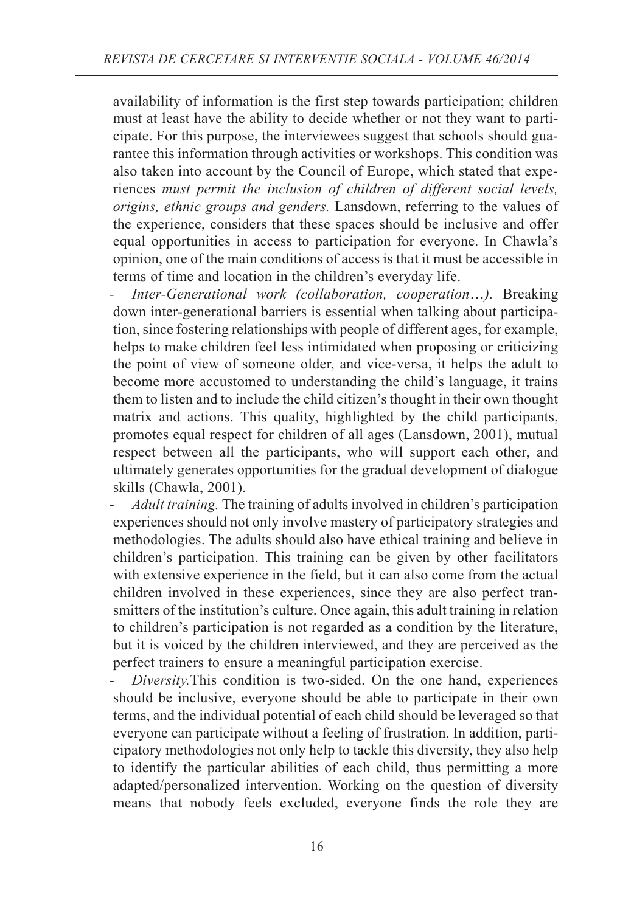availability of information is the first step towards participation; children must at least have the ability to decide whether or not they want to participate. For this purpose, the interviewees suggest that schools should guarantee this information through activities or workshops. This condition was also taken into account by the Council of Europe, which stated that experiences *must permit the inclusion of children of different social levels, origins, ethnic groups and genders.* Lansdown, referring to the values of the experience, considers that these spaces should be inclusive and offer equal opportunities in access to participation for everyone. In Chawla's opinion, one of the main conditions of access is that it must be accessible in terms of time and location in the children's everyday life.

- *Inter-Generational work (collaboration, cooperation…).* Breaking down inter-generational barriers is essential when talking about participation, since fostering relationships with people of different ages, for example, helps to make children feel less intimidated when proposing or criticizing the point of view of someone older, and vice-versa, it helps the adult to become more accustomed to understanding the child's language, it trains them to listen and to include the child citizen's thought in their own thought matrix and actions. This quality, highlighted by the child participants, promotes equal respect for children of all ages (Lansdown, 2001), mutual respect between all the participants, who will support each other, and ultimately generates opportunities for the gradual development of dialogue skills (Chawla, 2001).
- *Adult training.* The training of adults involved in children's participation experiences should not only involve mastery of participatory strategies and methodologies. The adults should also have ethical training and believe in children's participation. This training can be given by other facilitators with extensive experience in the field, but it can also come from the actual children involved in these experiences, since they are also perfect transmitters of the institution's culture. Once again, this adult training in relation to children's participation is not regarded as a condition by the literature, but it is voiced by the children interviewed, and they are perceived as the perfect trainers to ensure a meaningful participation exercise.
- *Diversity.*This condition is two-sided. On the one hand, experiences should be inclusive, everyone should be able to participate in their own terms, and the individual potential of each child should be leveraged so that everyone can participate without a feeling of frustration. In addition, participatory methodologies not only help to tackle this diversity, they also help to identify the particular abilities of each child, thus permitting a more adapted/personalized intervention. Working on the question of diversity means that nobody feels excluded, everyone finds the role they are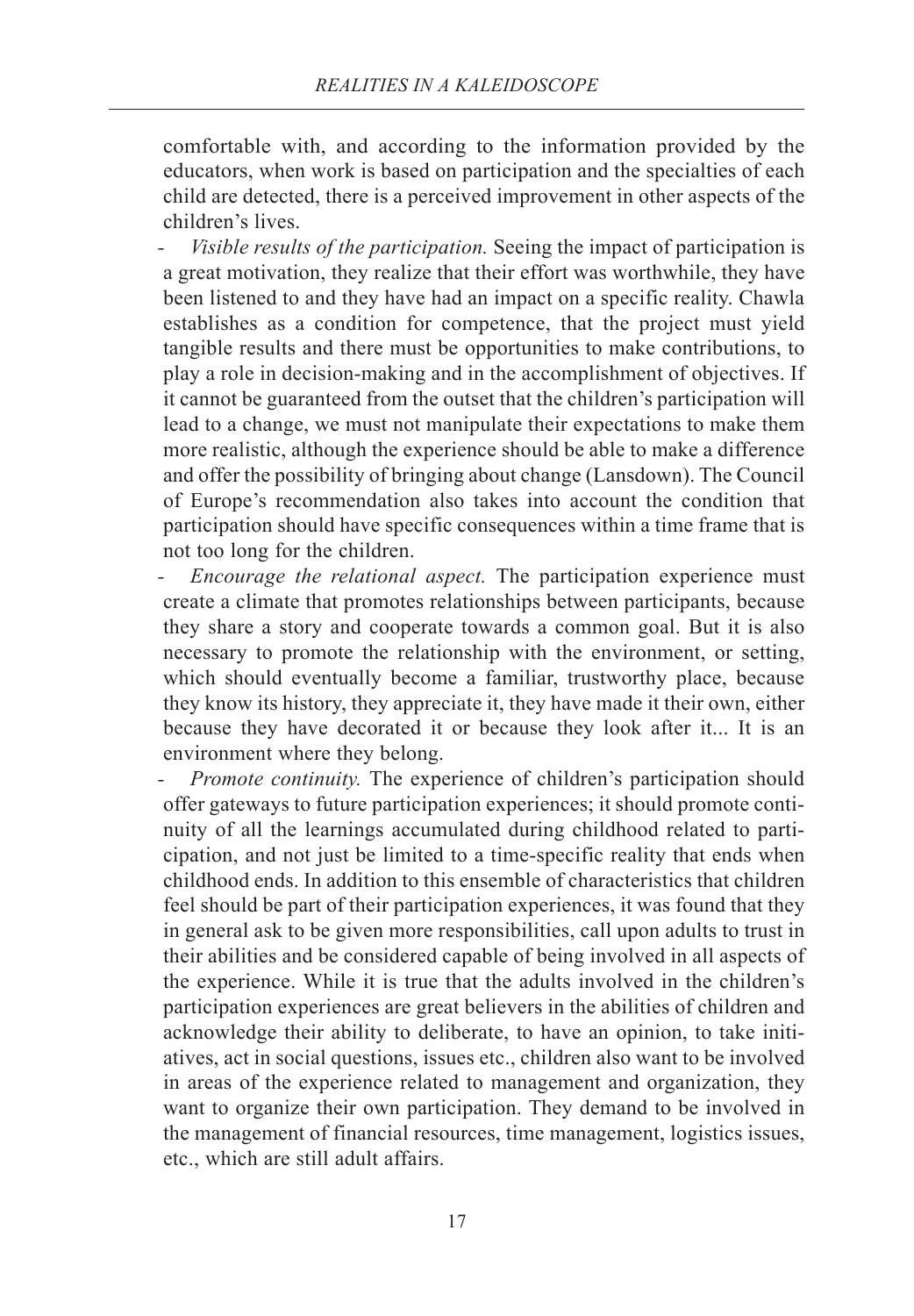comfortable with, and according to the information provided by the educators, when work is based on participation and the specialties of each child are detected, there is a perceived improvement in other aspects of the children's lives.

- *Visible results of the participation.* Seeing the impact of participation is a great motivation, they realize that their effort was worthwhile, they have been listened to and they have had an impact on a specific reality. Chawla establishes as a condition for competence, that the project must yield tangible results and there must be opportunities to make contributions, to play a role in decision-making and in the accomplishment of objectives. If it cannot be guaranteed from the outset that the children's participation will lead to a change, we must not manipulate their expectations to make them more realistic, although the experience should be able to make a difference and offer the possibility of bringing about change (Lansdown). The Council of Europe's recommendation also takes into account the condition that participation should have specific consequences within a time frame that is not too long for the children.
- *Encourage the relational aspect.* The participation experience must create a climate that promotes relationships between participants, because they share a story and cooperate towards a common goal. But it is also necessary to promote the relationship with the environment, or setting, which should eventually become a familiar, trustworthy place, because they know its history, they appreciate it, they have made it their own, either because they have decorated it or because they look after it... It is an environment where they belong.
- *Promote continuity.* The experience of children's participation should offer gateways to future participation experiences; it should promote continuity of all the learnings accumulated during childhood related to participation, and not just be limited to a time-specific reality that ends when childhood ends. In addition to this ensemble of characteristics that children feel should be part of their participation experiences, it was found that they in general ask to be given more responsibilities, call upon adults to trust in their abilities and be considered capable of being involved in all aspects of the experience. While it is true that the adults involved in the children's participation experiences are great believers in the abilities of children and acknowledge their ability to deliberate, to have an opinion, to take initiatives, act in social questions, issues etc., children also want to be involved in areas of the experience related to management and organization, they want to organize their own participation. They demand to be involved in the management of financial resources, time management, logistics issues, etc., which are still adult affairs.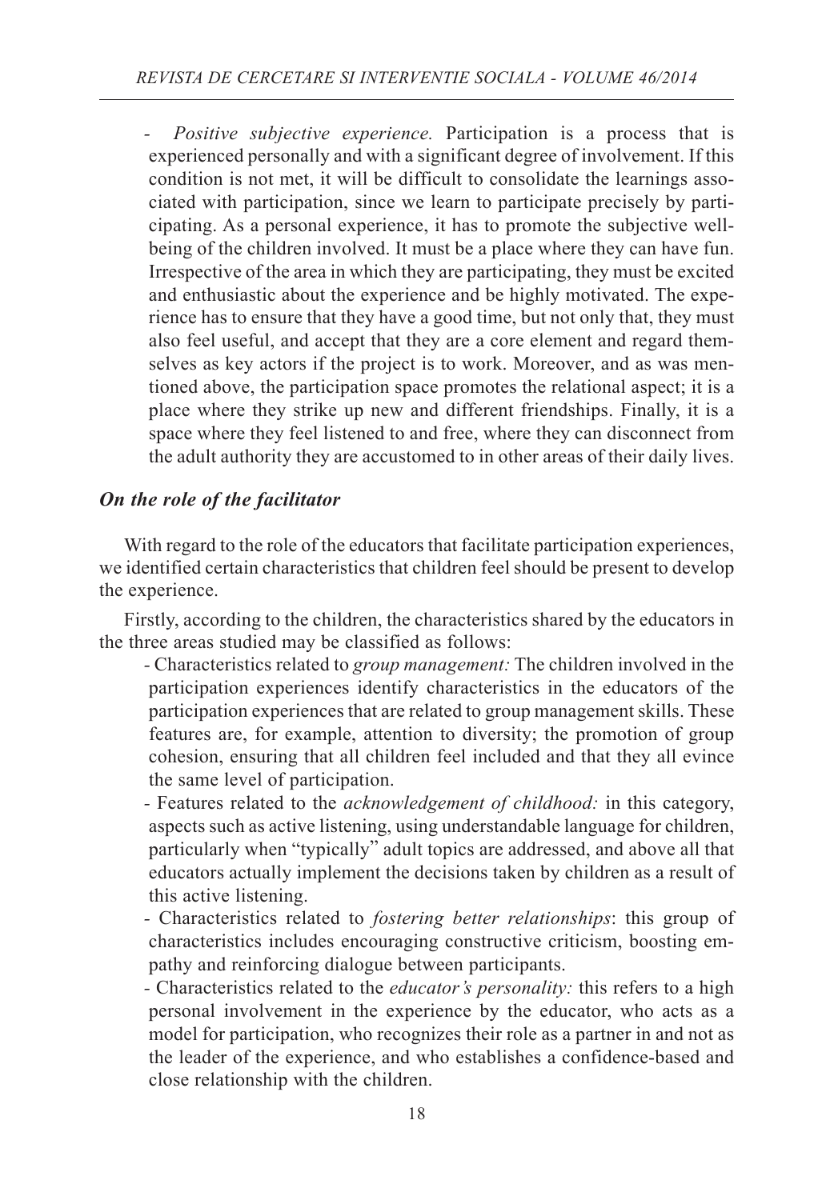- *Positive subjective experience.* Participation is a process that is experienced personally and with a significant degree of involvement. If this condition is not met, it will be difficult to consolidate the learnings associated with participation, since we learn to participate precisely by participating. As a personal experience, it has to promote the subjective well-being of the children involved. It must be a place where they can have fun. Irrespective of the area in which they are participating, they must be excited and enthusiastic about the experience and be highly motivated. The experience has to ensure that they have a good time, but not only that, they must also feel useful, and accept that they are a core element and regard themselves as key actors if the project is to work. Moreover, and as was mentioned above, the participation space promotes the relational aspect; it is a place where they strike up new and different friendships. Finally, it is a space where they feel listened to and free, where they can disconnect from the adult authority they are accustomed to in other areas of their daily lives.

### *On the role of the facilitator*

With regard to the role of the educators that facilitate participation experiences, we identified certain characteristics that children feel should be present to develop the experience.

Firstly, according to the children, the characteristics shared by the educators in the three areas studied may be classified as follows:

- Characteristics related to *group management:* The children involved in the participation experiences identify characteristics in the educators of the participation experiences that are related to group management skills. These features are, for example, attention to diversity; the promotion of group cohesion, ensuring that all children feel included and that they all evince the same level of participation.
- Features related to the *acknowledgement of childhood:* in this category, aspects such as active listening, using understandable language for children, particularly when "typically" adult topics are addressed, and above all that educators actually implement the decisions taken by children as a result of this active listening.
- Characteristics related to *fostering better relationships*: this group of characteristics includes encouraging constructive criticism, boosting empathy and reinforcing dialogue between participants.
- Characteristics related to the *educator's personality:* this refers to a high personal involvement in the experience by the educator, who acts as a model for participation, who recognizes their role as a partner in and not as the leader of the experience, and who establishes a confidence-based and close relationship with the children.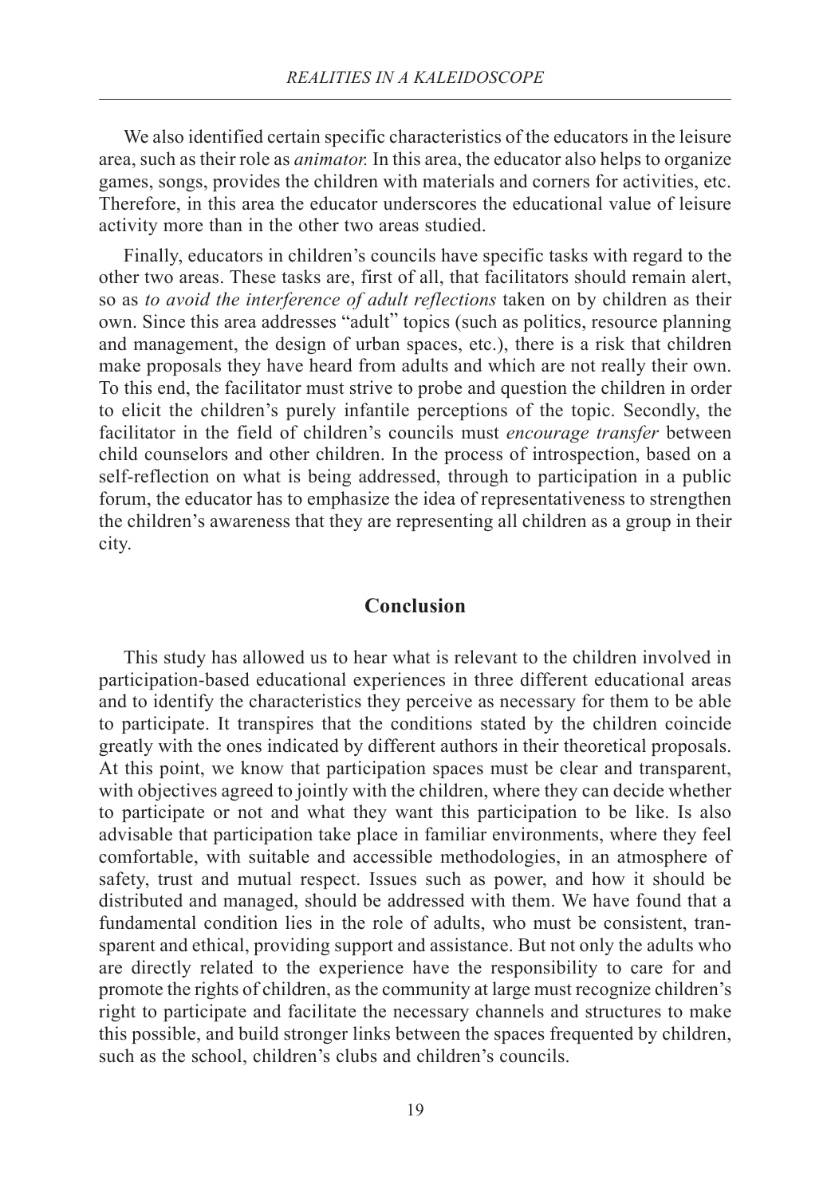We also identified certain specific characteristics of the educators in the leisure area, such as their role as *animator.* In this area, the educator also helps to organize games, songs, provides the children with materials and corners for activities, etc. Therefore, in this area the educator underscores the educational value of leisure activity more than in the other two areas studied.

Finally, educators in children's councils have specific tasks with regard to the other two areas. These tasks are, first of all, that facilitators should remain alert, so as *to avoid the interference of adult reflections* taken on by children as their own. Since this area addresses "adult" topics (such as politics, resource planning and management, the design of urban spaces, etc.), there is a risk that children make proposals they have heard from adults and which are not really their own. To this end, the facilitator must strive to probe and question the children in order to elicit the children's purely infantile perceptions of the topic. Secondly, the facilitator in the field of children's councils must *encourage transfer* between child counselors and other children. In the process of introspection, based on a self-reflection on what is being addressed, through to participation in a public forum, the educator has to emphasize the idea of representativeness to strengthen the children's awareness that they are representing all children as a group in their city.

## Conclusion

This study has allowed us to hear what is relevant to the children involved in participation-based educational experiences in three different educational areas and to identify the characteristics they perceive as necessary for them to be able to participate. It transpires that the conditions stated by the children coincide greatly with the ones indicated by different authors in their theoretical proposals. At this point, we know that participation spaces must be clear and transparent, with objectives agreed to jointly with the children, where they can decide whether to participate or not and what they want this participation to be like. Is also advisable that participation take place in familiar environments, where they feel comfortable, with suitable and accessible methodologies, in an atmosphere of safety, trust and mutual respect. Issues such as power, and how it should be distributed and managed, should be addressed with them. We have found that a fundamental condition lies in the role of adults, who must be consistent, transparent and ethical, providing support and assistance. But not only the adults who are directly related to the experience have the responsibility to care for and promote the rights of children, as the community at large must recognize children's right to participate and facilitate the necessary channels and structures to make this possible, and build stronger links between the spaces frequented by children, such as the school, children's clubs and children's councils.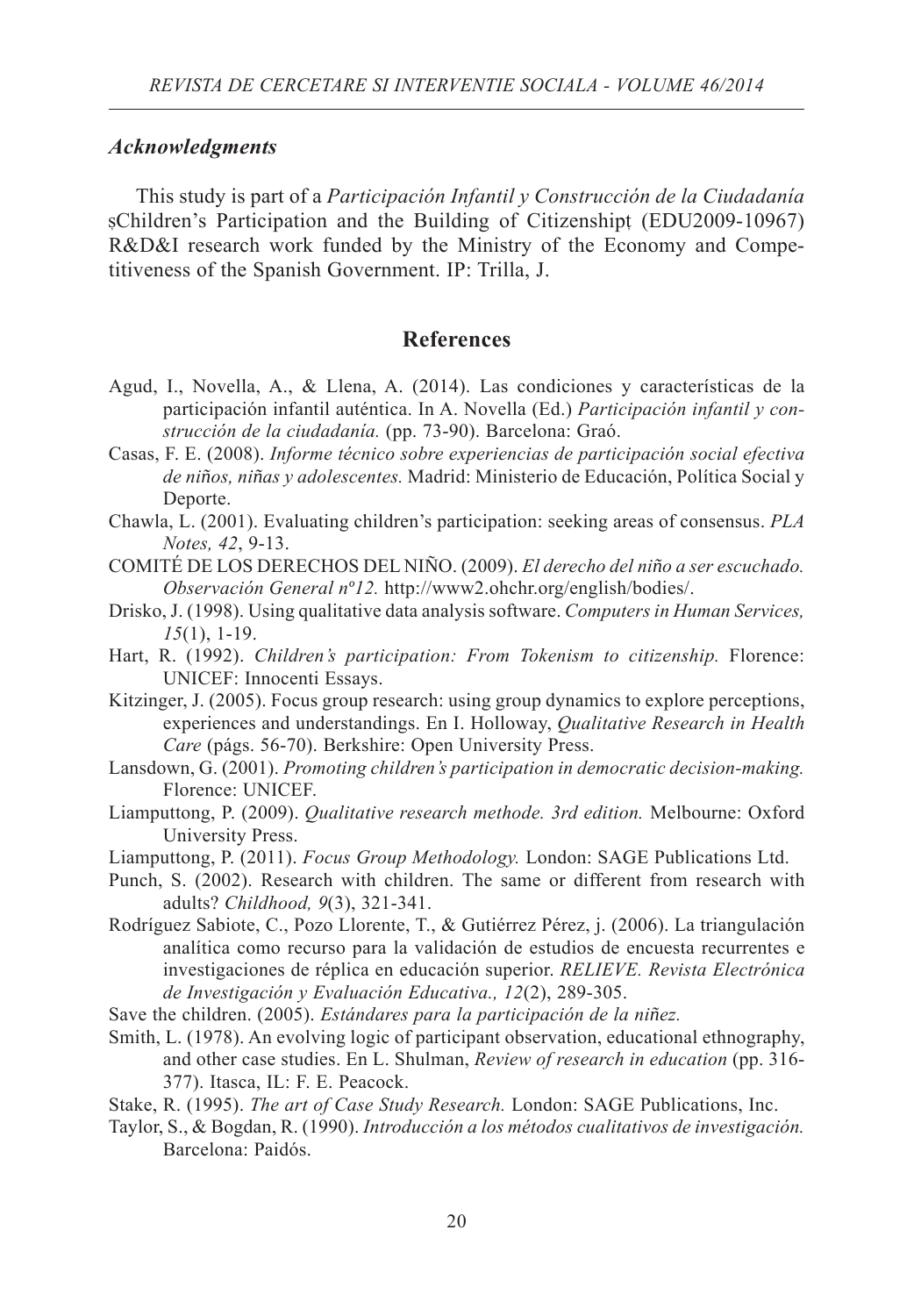### *Acknowledgments*

This study is part of a *Participación Infantil y Construcción de la Ciudadanía* șChildren's Participation and the Building of Citizenshipț (EDU2009-10967) R&D&I research work funded by the Ministry of the Economy and Competitiveness of the Spanish Government. IP: Trilla, J.

## References

Agud, I., Novella, A., & Llena, A. (2014). Las condiciones y características de la participación infantil auténtica. In A. Novella (Ed.) *Participación infantil y construcción de la ciudadanía.* (pp. 73-90). Barcelona: Graó.

Casas, F. E. (2008). *Informe técnico sobre experiencias de participación social efectiva de niños, niñas y adolescentes.* Madrid: Ministerio de Educación, Política Social y Deporte.

Chawla, L. (2001). Evaluating children's participation: seeking areas of consensus. *PLA Notes, 42*, 9-13.

COMITÉ DE LOS DERECHOS DEL NIÑO. (2009). *El derecho del niño a ser escuchado. Observación General nº12.* http://www2.ohchr.org/english/bodies/.

Drisko, J. (1998). Using qualitative data analysis software. *Computers in Human Services, 15*(1), 1-19.

Hart, R. (1992). *Children's participation: From Tokenism to citizenship.* Florence: UNICEF: Innocenti Essays.

Kitzinger, J. (2005). Focus group research: using group dynamics to explore perceptions, experiences and understandings. En I. Holloway, *Qualitative Research in Health Care* (págs. 56-70). Berkshire: Open University Press.

Lansdown, G. (2001). *Promoting children's participation in democratic decision-making.* Florence: UNICEF.

Liamputtong, P. (2009). *Qualitative research methode. 3rd edition.* Melbourne: Oxford University Press.

Liamputtong, P. (2011). *Focus Group Methodology.* London: SAGE Publications Ltd.

Punch, S. (2002). Research with children. The same or different from research with adults? *Childhood, 9*(3), 321-341.

Rodríguez Sabiote, C., Pozo Llorente, T., & Gutiérrez Pérez, j. (2006). La triangulación analítica como recurso para la validación de estudios de encuesta recurrentes e investigaciones de réplica en educación superior. *RELIEVE. Revista Electrónica de Investigación y Evaluación Educativa., 12*(2), 289-305.

Save the children. (2005). *Estándares para la participación de la niñez.*

Smith, L. (1978). An evolving logic of participant observation, educational ethnography, and other case studies. En L. Shulman, *Review of research in education* (pp. 316-377). Itasca, IL: F. E. Peacock.

Stake, R. (1995). *The art of Case Study Research.* London: SAGE Publications, Inc.

Taylor, S., & Bogdan, R. (1990). *Introducción a los métodos cualitativos de investigación.* Barcelona: Paidós.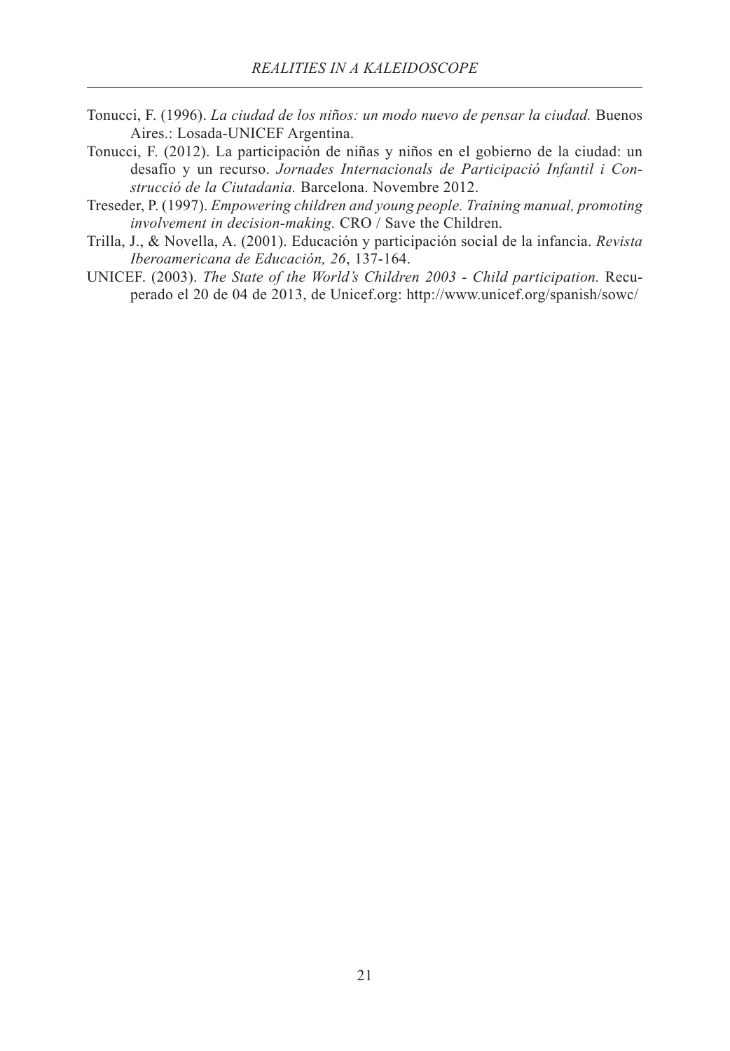Tonucci, F. (1996). *La ciudad de los niños: un modo nuevo de pensar la ciudad.* Buenos Aires.: Losada-UNICEF Argentina.

Tonucci, F. (2012). La participación de niñas y niños en el gobierno de la ciudad: un desafío y un recurso. *Jornades Internacionals de Participació Infantil i Construcció de la Ciutadania.* Barcelona. Novembre 2012.

Treseder, P. (1997). *Empowering children and young people. Training manual, promoting involvement in decision-making.* CRO / Save the Children.

Trilla, J., & Novella, A. (2001). Educación y participación social de la infancia. *Revista Iberoamericana de Educación, 26*, 137-164.

UNICEF. (2003). *The State of the World's Children 2003 - Child participation.* Recuperado el 20 de 04 de 2013, de Unicef.org: http://www.unicef.org/spanish/sowc/